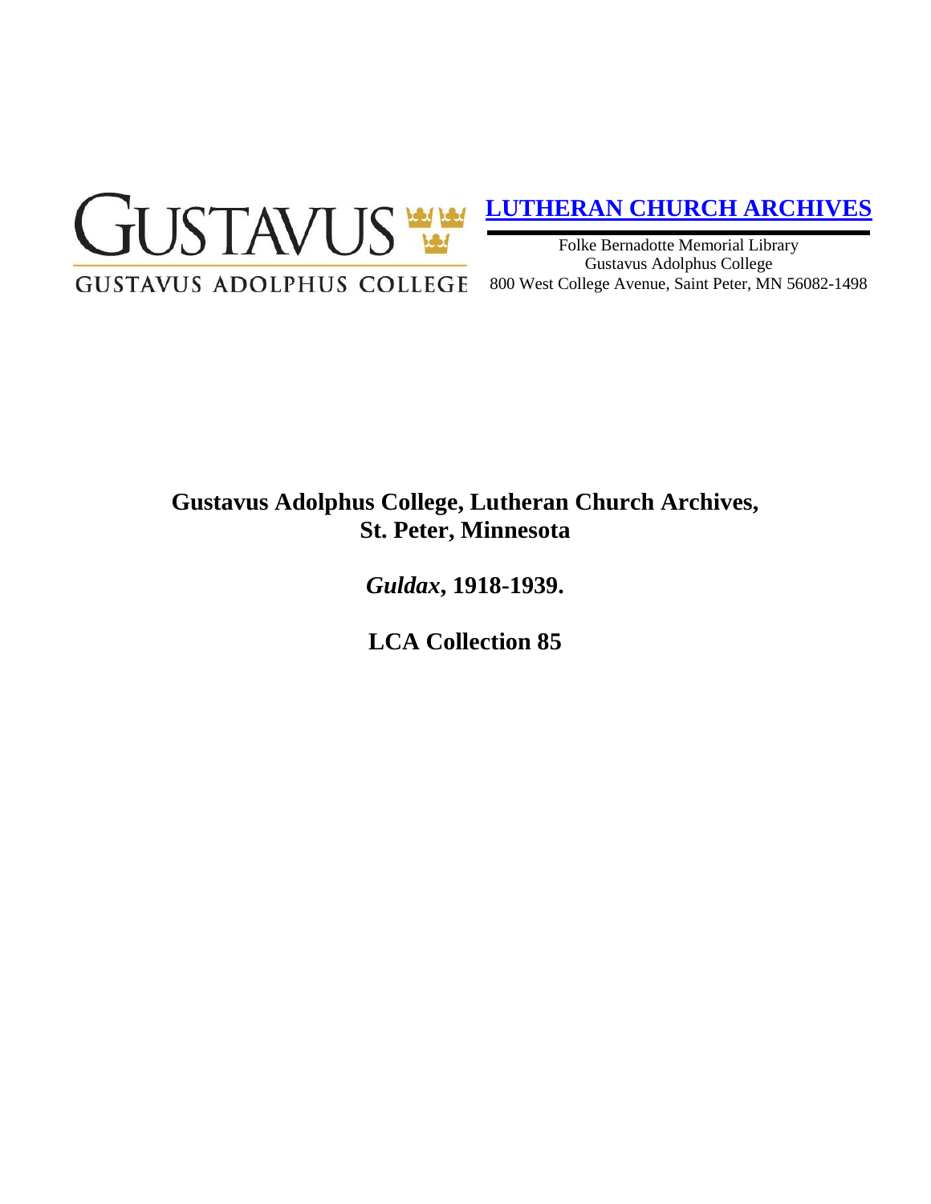GUSTAVUS

GUSTAVUS ADOLPHUS COLLEGE

**LUTHERAN CHURCH ARCHIVES**

Folke Bernadotte Memorial Library
Gustavus Adolphus College
800 West College Avenue, Saint Peter, MN 56082-1498

# Gustavus Adolphus College, Lutheran Church Archives, St. Peter, Minnesota

## *Guldax*, 1918-1939.

## LCA Collection 85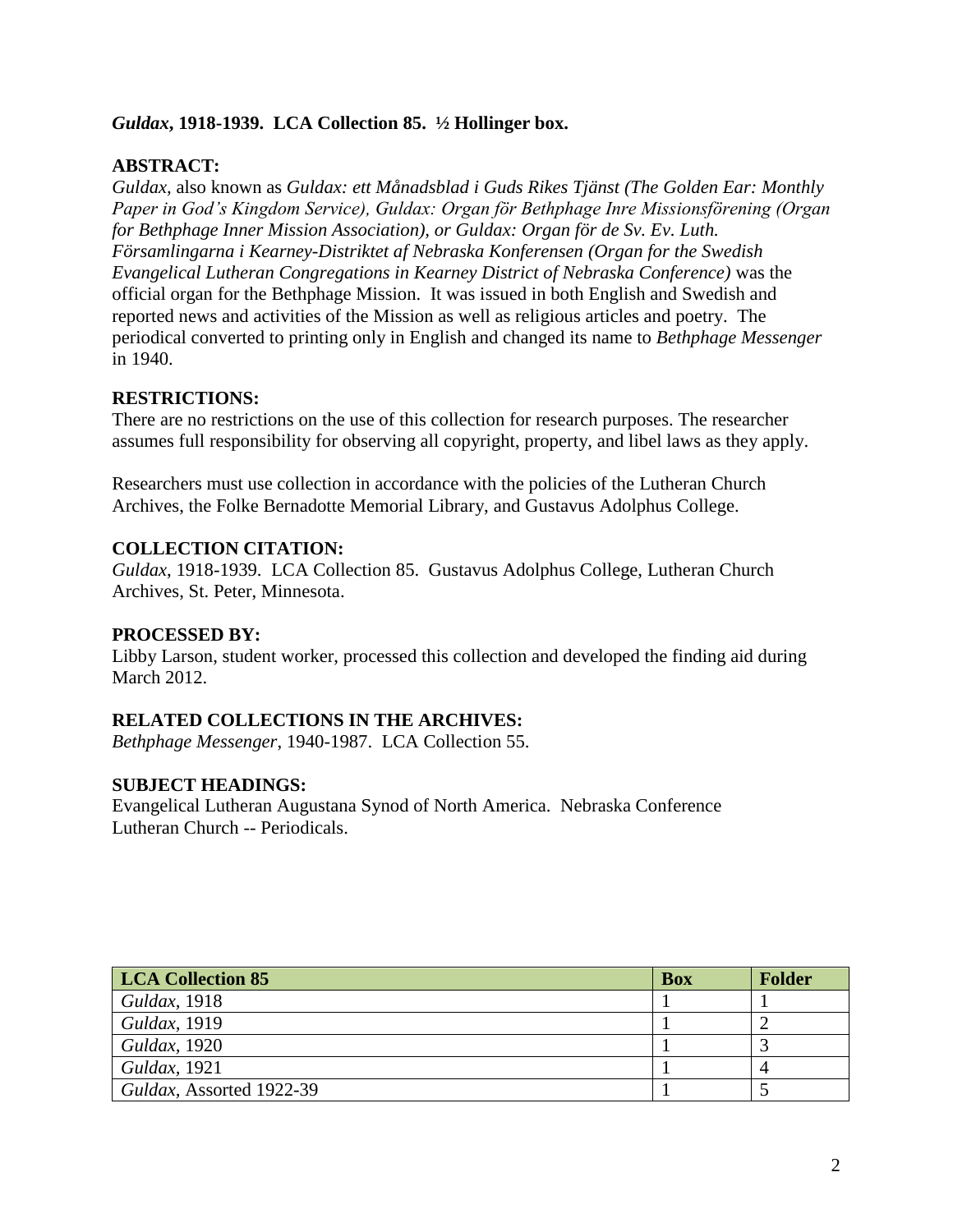***Guldax*, 1918-1939. LCA Collection 85. ½ Hollinger box.**

**ABSTRACT:**

*Guldax*, also known as *Guldax: ett Månadsblad i Guds Rikes Tjänst (The Golden Ear: Monthly Paper in God's Kingdom Service), Guldax: Organ för Bethphage Inre Missionsförening (Organ for Bethphage Inner Mission Association), or Guldax: Organ för de Sv. Ev. Luth. Församlingarna i Kearney-Distriktet af Nebraska Konferensen (Organ for the Swedish Evangelical Lutheran Congregations in Kearney District of Nebraska Conference)* was the official organ for the Bethphage Mission. It was issued in both English and Swedish and reported news and activities of the Mission as well as religious articles and poetry. The periodical converted to printing only in English and changed its name to *Bethphage Messenger* in 1940.

**RESTRICTIONS:**

There are no restrictions on the use of this collection for research purposes. The researcher assumes full responsibility for observing all copyright, property, and libel laws as they apply.

Researchers must use collection in accordance with the policies of the Lutheran Church Archives, the Folke Bernadotte Memorial Library, and Gustavus Adolphus College.

**COLLECTION CITATION:**

*Guldax*, 1918-1939. LCA Collection 85. Gustavus Adolphus College, Lutheran Church Archives, St. Peter, Minnesota.

**PROCESSED BY:**

Libby Larson, student worker, processed this collection and developed the finding aid during March 2012.

**RELATED COLLECTIONS IN THE ARCHIVES:**

*Bethphage Messenger*, 1940-1987. LCA Collection 55.

**SUBJECT HEADINGS:**

Evangelical Lutheran Augustana Synod of North America. Nebraska Conference
Lutheran Church -- Periodicals.

| LCA Collection 85 | Box | Folder |
|---|---|---|
| *Guldax*, 1918 | 1 | 1 |
| *Guldax*, 1919 | 1 | 2 |
| *Guldax*, 1920 | 1 | 3 |
| *Guldax*, 1921 | 1 | 4 |
| *Guldax*, Assorted 1922-39 | 1 | 5 |